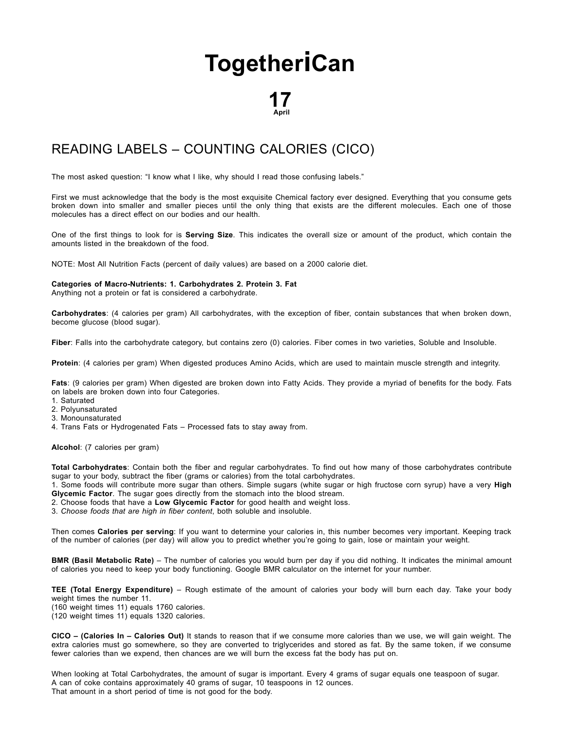# TogetheriCan

**17**
**April**

## READING LABELS – COUNTING CALORIES (CICO)

The most asked question: "I know what I like, why should I read those confusing labels."

First we must acknowledge that the body is the most exquisite Chemical factory ever designed. Everything that you consume gets broken down into smaller and smaller pieces until the only thing that exists are the different molecules. Each one of those molecules has a direct effect on our bodies and our health.

One of the first things to look for is **Serving Size**. This indicates the overall size or amount of the product, which contain the amounts listed in the breakdown of the food.

NOTE: Most All Nutrition Facts (percent of daily values) are based on a 2000 calorie diet.

**Categories of Macro-Nutrients: 1. Carbohydrates 2. Protein 3. Fat**
Anything not a protein or fat is considered a carbohydrate.

**Carbohydrates**: (4 calories per gram) All carbohydrates, with the exception of fiber, contain substances that when broken down, become glucose (blood sugar).

**Fiber**: Falls into the carbohydrate category, but contains zero (0) calories. Fiber comes in two varieties, Soluble and Insoluble.

**Protein**: (4 calories per gram) When digested produces Amino Acids, which are used to maintain muscle strength and integrity.

**Fats**: (9 calories per gram) When digested are broken down into Fatty Acids. They provide a myriad of benefits for the body. Fats on labels are broken down into four Categories.
1. Saturated
2. Polyunsaturated
3. Monounsaturated
4. Trans Fats or Hydrogenated Fats – Processed fats to stay away from.

**Alcohol**: (7 calories per gram)

**Total Carbohydrates**: Contain both the fiber and regular carbohydrates. To find out how many of those carbohydrates contribute sugar to your body, subtract the fiber (grams or calories) from the total carbohydrates.
1. Some foods will contribute more sugar than others. Simple sugars (white sugar or high fructose corn syrup) have a very **High Glycemic Factor**. The sugar goes directly from the stomach into the blood stream.
2. Choose foods that have a **Low Glycemic Factor** for good health and weight loss.
3. *Choose foods that are high in fiber content*, both soluble and insoluble.

Then comes **Calories per serving**: If you want to determine your calories in, this number becomes very important. Keeping track of the number of calories (per day) will allow you to predict whether you're going to gain, lose or maintain your weight.

**BMR (Basil Metabolic Rate)** – The number of calories you would burn per day if you did nothing. It indicates the minimal amount of calories you need to keep your body functioning. Google BMR calculator on the internet for your number.

**TEE (Total Energy Expenditure)** – Rough estimate of the amount of calories your body will burn each day. Take your body weight times the number 11.
(160 weight times 11) equals 1760 calories.
(120 weight times 11) equals 1320 calories.

**CICO – (Calories In – Calories Out)** It stands to reason that if we consume more calories than we use, we will gain weight. The extra calories must go somewhere, so they are converted to triglycerides and stored as fat. By the same token, if we consume fewer calories than we expend, then chances are we will burn the excess fat the body has put on.

When looking at Total Carbohydrates, the amount of sugar is important. Every 4 grams of sugar equals one teaspoon of sugar.
A can of coke contains approximately 40 grams of sugar, 10 teaspoons in 12 ounces.
That amount in a short period of time is not good for the body.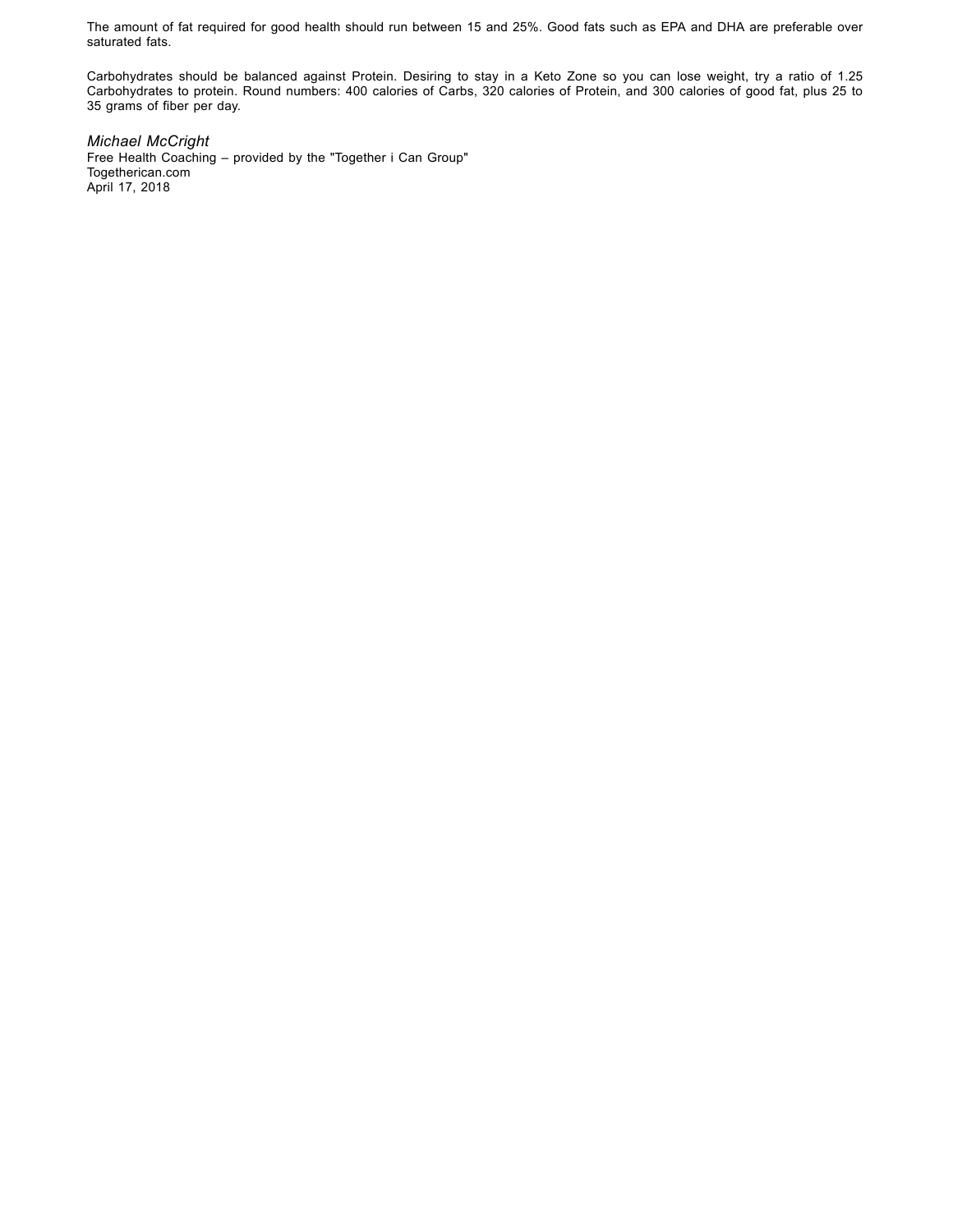The amount of fat required for good health should run between 15 and 25%. Good fats such as EPA and DHA are preferable over saturated fats.

Carbohydrates should be balanced against Protein. Desiring to stay in a Keto Zone so you can lose weight, try a ratio of 1.25 Carbohydrates to protein. Round numbers: 400 calories of Carbs, 320 calories of Protein, and 300 calories of good fat, plus 25 to 35 grams of fiber per day.

*Michael McCright*
Free Health Coaching – provided by the "Together i Can Group"
Togetherican.com
April 17, 2018